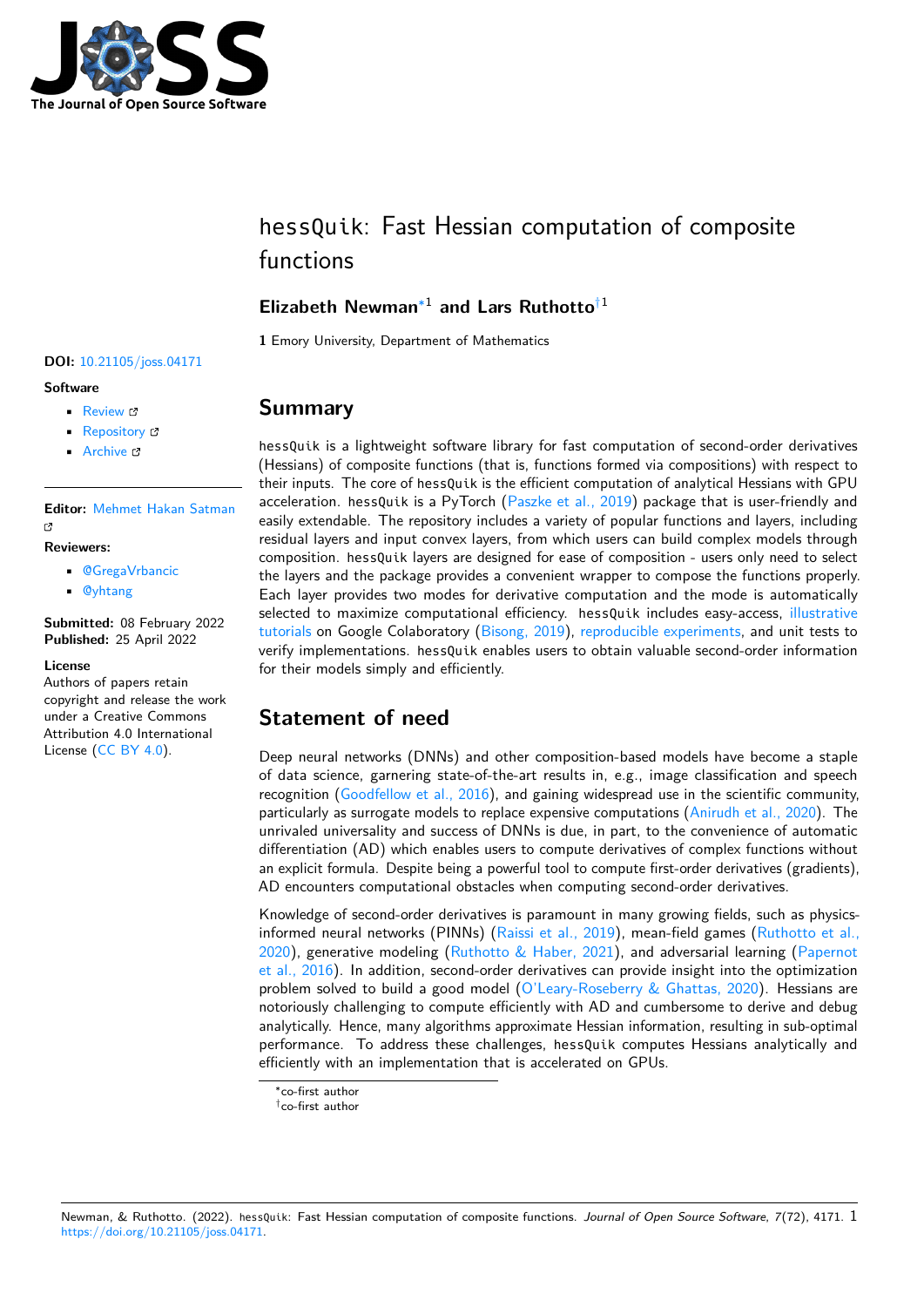# hessQuik: Fast Hessian computation of composite functions

**Elizabeth Newman**[*1] **and Lars Ruthotto**[†1]

**1** Emory University, Department of Mathematics

**DOI:** 10.21105/joss.04171

**Software**

- Review
- Repository
- Archive

**Editor:** Mehmet Hakan Satman

**Reviewers:**

- @GregaVrbancic
- @yhtang

**Submitted:** 08 February 2022
**Published:** 25 April 2022

**License**
Authors of papers retain copyright and release the work under a Creative Commons Attribution 4.0 International License (CC BY 4.0).

## Summary

hessQuik is a lightweight software library for fast computation of second-order derivatives (Hessians) of composite functions (that is, functions formed via compositions) with respect to their inputs. The core of hessQuik is the efficient computation of analytical Hessians with GPU acceleration. hessQuik is a PyTorch (Paszke et al., 2019) package that is user-friendly and easily extendable. The repository includes a variety of popular functions and layers, including residual layers and input convex layers, from which users can build complex models through composition. hessQuik layers are designed for ease of composition - users only need to select the layers and the package provides a convenient wrapper to compose the functions properly. Each layer provides two modes for derivative computation and the mode is automatically selected to maximize computational efficiency. hessQuik includes easy-access, illustrative tutorials on Google Colaboratory (Bisong, 2019), reproducible experiments, and unit tests to verify implementations. hessQuik enables users to obtain valuable second-order information for their models simply and efficiently.

## Statement of need

Deep neural networks (DNNs) and other composition-based models have become a staple of data science, garnering state-of-the-art results in, e.g., image classification and speech recognition (Goodfellow et al., 2016), and gaining widespread use in the scientific community, particularly as surrogate models to replace expensive computations (Anirudh et al., 2020). The unrivaled universality and success of DNNs is due, in part, to the convenience of automatic differentiation (AD) which enables users to compute derivatives of complex functions without an explicit formula. Despite being a powerful tool to compute first-order derivatives (gradients), AD encounters computational obstacles when computing second-order derivatives.

Knowledge of second-order derivatives is paramount in many growing fields, such as physics-informed neural networks (PINNs) (Raissi et al., 2019), mean-field games (Ruthotto et al., 2020), generative modeling (Ruthotto & Haber, 2021), and adversarial learning (Papernot et al., 2016). In addition, second-order derivatives can provide insight into the optimization problem solved to build a good model (O'Leary-Roseberry & Ghattas, 2020). Hessians are notoriously challenging to compute efficiently with AD and cumbersome to derive and debug analytically. Hence, many algorithms approximate Hessian information, resulting in sub-optimal performance. To address these challenges, hessQuik computes Hessians analytically and efficiently with an implementation that is accelerated on GPUs.

[*] co-first author
[†] co-first author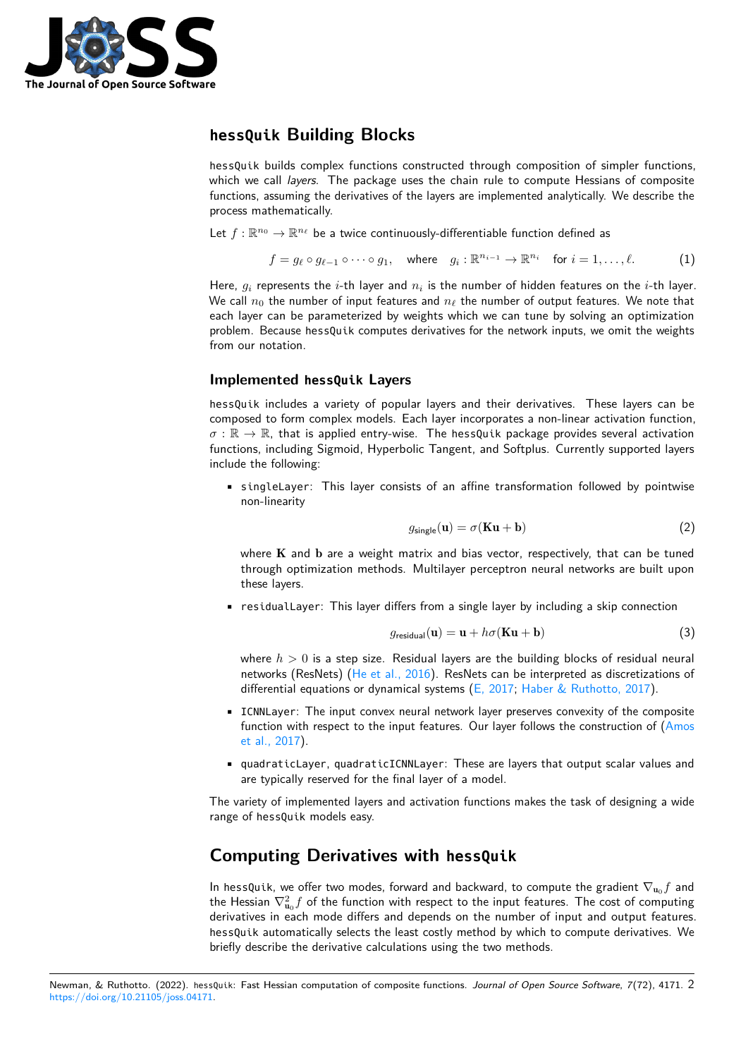# `hessQuik` Building Blocks

`hessQuik` builds complex functions constructed through composition of simpler functions, which we call *layers*. The package uses the chain rule to compute Hessians of composite functions, assuming the derivatives of the layers are implemented analytically. We describe the process mathematically.

Let $f : \mathbb{R}^{n_0} \to \mathbb{R}^{n_\ell}$ be a twice continuously-differentiable function defined as

$$f = g_\ell \circ g_{\ell-1} \circ \cdots \circ g_1, \quad \text{where} \quad g_i : \mathbb{R}^{n_{i-1}} \to \mathbb{R}^{n_i} \quad \text{for } i = 1, \ldots, \ell. \tag{1}$$

Here, $g_i$ represents the $i$-th layer and $n_i$ is the number of hidden features on the $i$-th layer. We call $n_0$ the number of input features and $n_\ell$ the number of output features. We note that each layer can be parameterized by weights which we can tune by solving an optimization problem. Because `hessQuik` computes derivatives for the network inputs, we omit the weights from our notation.

## Implemented `hessQuik` Layers

`hessQuik` includes a variety of popular layers and their derivatives. These layers can be composed to form complex models. Each layer incorporates a non-linear activation function, $\sigma : \mathbb{R} \to \mathbb{R}$, that is applied entry-wise. The `hessQuik` package provides several activation functions, including Sigmoid, Hyperbolic Tangent, and Softplus. Currently supported layers include the following:

- `singleLayer`: This layer consists of an affine transformation followed by pointwise non-linearity

  $$g_{\text{single}}(\mathbf{u}) = \sigma(\mathbf{K}\mathbf{u} + \mathbf{b}) \tag{2}$$

  where $\mathbf{K}$ and $\mathbf{b}$ are a weight matrix and bias vector, respectively, that can be tuned through optimization methods. Multilayer perceptron neural networks are built upon these layers.

- `residualLayer`: This layer differs from a single layer by including a skip connection

  $$g_{\text{residual}}(\mathbf{u}) = \mathbf{u} + h\sigma(\mathbf{K}\mathbf{u} + \mathbf{b}) \tag{3}$$

  where $h > 0$ is a step size. Residual layers are the building blocks of residual neural networks (ResNets) (He et al., 2016). ResNets can be interpreted as discretizations of differential equations or dynamical systems (E, 2017; Haber & Ruthotto, 2017).

- `ICNNLayer`: The input convex neural network layer preserves convexity of the composite function with respect to the input features. Our layer follows the construction of (Amos et al., 2017).

- `quadraticLayer`, `quadraticICNNLayer`: These are layers that output scalar values and are typically reserved for the final layer of a model.

The variety of implemented layers and activation functions makes the task of designing a wide range of `hessQuik` models easy.

# Computing Derivatives with `hessQuik`

In `hessQuik`, we offer two modes, forward and backward, to compute the gradient $\nabla_{\mathbf{u}_0} f$ and the Hessian $\nabla^2_{\mathbf{u}_0} f$ of the function with respect to the input features. The cost of computing derivatives in each mode differs and depends on the number of input and output features. `hessQuik` automatically selects the least costly method by which to compute derivatives. We briefly describe the derivative calculations using the two methods.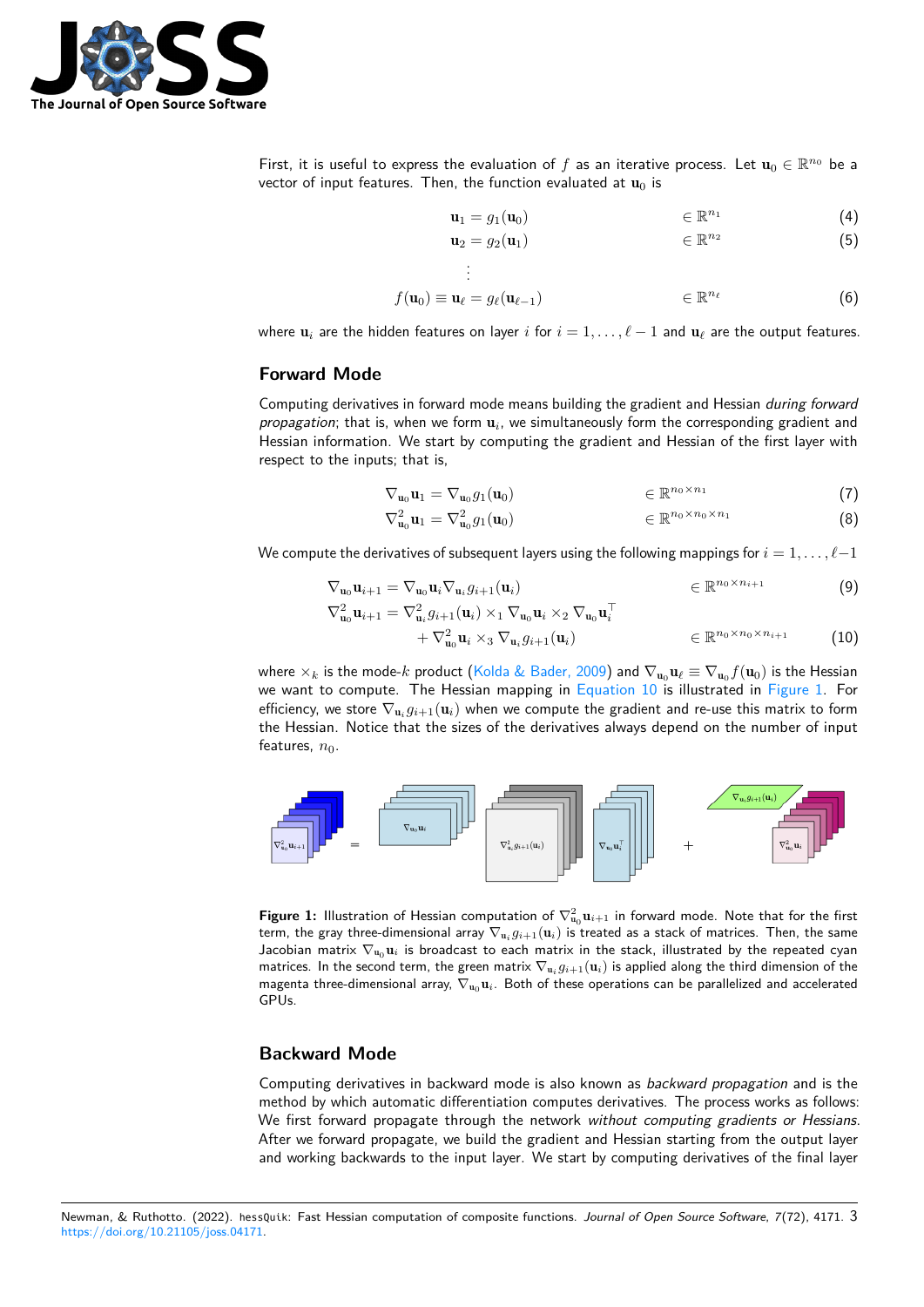First, it is useful to express the evaluation of $f$ as an iterative process. Let $\mathbf{u}_0 \in \mathbb{R}^{n_0}$ be a vector of input features. Then, the function evaluated at $\mathbf{u}_0$ is

$$\mathbf{u}_1 = g_1(\mathbf{u}_0) \qquad \in \mathbb{R}^{n_1} \tag{4}$$

$$\mathbf{u}_2 = g_2(\mathbf{u}_1) \qquad \in \mathbb{R}^{n_2} \tag{5}$$

$$\vdots$$

$$f(\mathbf{u}_0) \equiv \mathbf{u}_\ell = g_\ell(\mathbf{u}_{\ell-1}) \qquad \in \mathbb{R}^{n_\ell} \tag{6}$$

where $\mathbf{u}_i$ are the hidden features on layer $i$ for $i = 1, \ldots, \ell - 1$ and $\mathbf{u}_\ell$ are the output features.

## Forward Mode

Computing derivatives in forward mode means building the gradient and Hessian *during forward propagation*; that is, when we form $\mathbf{u}_i$, we simultaneously form the corresponding gradient and Hessian information. We start by computing the gradient and Hessian of the first layer with respect to the inputs; that is,

$$\nabla_{\mathbf{u}_0}\mathbf{u}_1 = \nabla_{\mathbf{u}_0} g_1(\mathbf{u}_0) \qquad \in \mathbb{R}^{n_0 \times n_1} \tag{7}$$

$$\nabla^2_{\mathbf{u}_0}\mathbf{u}_1 = \nabla^2_{\mathbf{u}_0} g_1(\mathbf{u}_0) \qquad \in \mathbb{R}^{n_0 \times n_0 \times n_1} \tag{8}$$

We compute the derivatives of subsequent layers using the following mappings for $i = 1, \ldots, \ell-1$

$$\nabla_{\mathbf{u}_0}\mathbf{u}_{i+1} = \nabla_{\mathbf{u}_0}\mathbf{u}_i \nabla_{\mathbf{u}_i} g_{i+1}(\mathbf{u}_i) \qquad \in \mathbb{R}^{n_0 \times n_{i+1}} \tag{9}$$

$$\begin{aligned}\nabla^2_{\mathbf{u}_0}\mathbf{u}_{i+1} = &\nabla^2_{\mathbf{u}_i} g_{i+1}(\mathbf{u}_i) \times_1 \nabla_{\mathbf{u}_0}\mathbf{u}_i \times_2 \nabla_{\mathbf{u}_0}\mathbf{u}_i^\top \\ &+ \nabla^2_{\mathbf{u}_0}\mathbf{u}_i \times_3 \nabla_{\mathbf{u}_i} g_{i+1}(\mathbf{u}_i) \qquad \in \mathbb{R}^{n_0 \times n_0 \times n_{i+1}}\end{aligned} \tag{10}$$

where $\times_k$ is the mode-$k$ product (Kolda & Bader, 2009) and $\nabla_{\mathbf{u}_0}\mathbf{u}_\ell \equiv \nabla_{\mathbf{u}_0} f(\mathbf{u}_0)$ is the Hessian we want to compute. The Hessian mapping in Equation 10 is illustrated in Figure 1. For efficiency, we store $\nabla_{\mathbf{u}_i} g_{i+1}(\mathbf{u}_i)$ when we compute the gradient and re-use this matrix to form the Hessian. Notice that the sizes of the derivatives always depend on the number of input features, $n_0$.

**Figure 1:** Illustration of Hessian computation of $\nabla^2_{\mathbf{u}_0}\mathbf{u}_{i+1}$ in forward mode. Note that for the first term, the gray three-dimensional array $\nabla_{\mathbf{u}_i} g_{i+1}(\mathbf{u}_i)$ is treated as a stack of matrices. Then, the same Jacobian matrix $\nabla_{\mathbf{u}_0}\mathbf{u}_i$ is broadcast to each matrix in the stack, illustrated by the repeated cyan matrices. In the second term, the green matrix $\nabla_{\mathbf{u}_i} g_{i+1}(\mathbf{u}_i)$ is applied along the third dimension of the magenta three-dimensional array, $\nabla_{\mathbf{u}_0}\mathbf{u}_i$. Both of these operations can be parallelized and accelerated GPUs.

## Backward Mode

Computing derivatives in backward mode is also known as *backward propagation* and is the method by which automatic differentiation computes derivatives. The process works as follows: We first forward propagate through the network *without computing gradients or Hessians*. After we forward propagate, we build the gradient and Hessian starting from the output layer and working backwards to the input layer. We start by computing derivatives of the final layer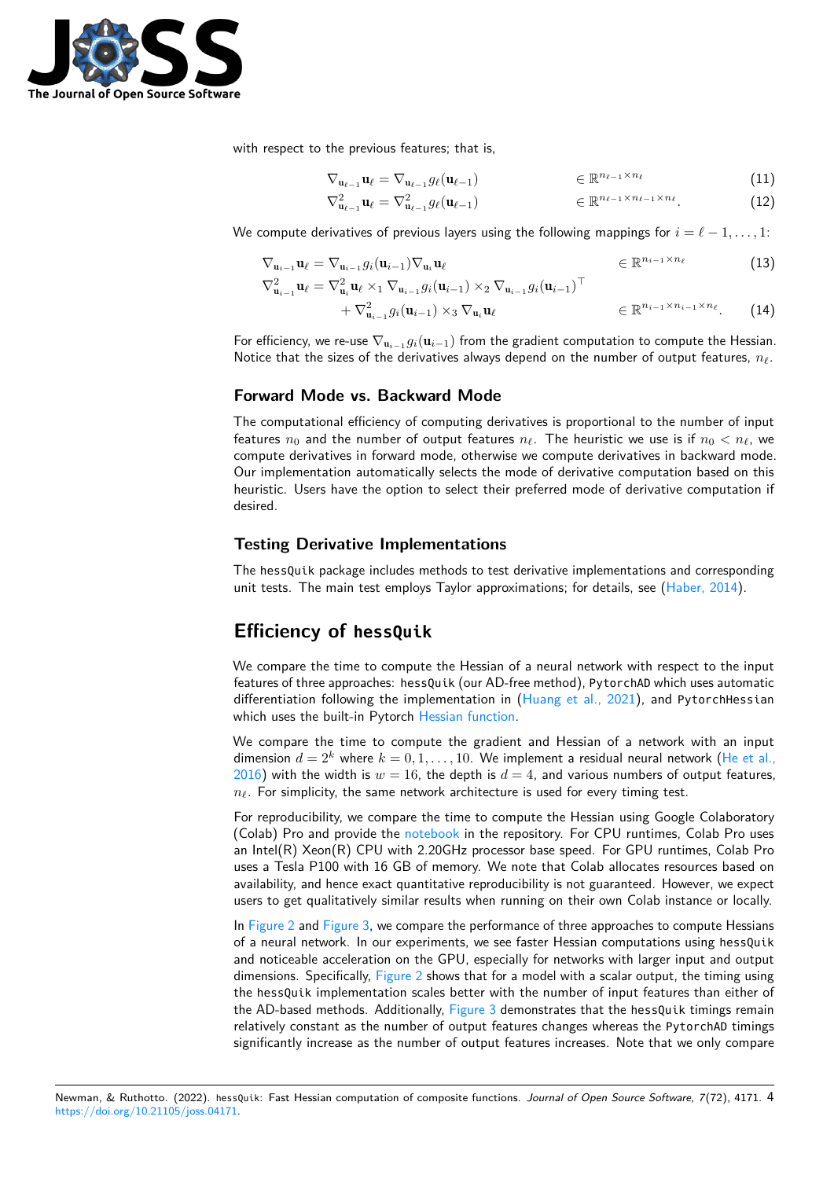with respect to the previous features; that is,

$$\nabla_{\mathbf{u}_{\ell-1}} \mathbf{u}_\ell = \nabla_{\mathbf{u}_{\ell-1}} g_\ell(\mathbf{u}_{\ell-1}) \qquad \in \mathbb{R}^{n_{\ell-1} \times n_\ell} \tag{11}$$

$$\nabla^2_{\mathbf{u}_{\ell-1}} \mathbf{u}_\ell = \nabla^2_{\mathbf{u}_{\ell-1}} g_\ell(\mathbf{u}_{\ell-1}) \qquad \in \mathbb{R}^{n_{\ell-1} \times n_{\ell-1} \times n_\ell}. \tag{12}$$

We compute derivatives of previous layers using the following mappings for $i = \ell-1, \ldots, 1$:

$$\nabla_{\mathbf{u}_{i-1}} \mathbf{u}_\ell = \nabla_{\mathbf{u}_{i-1}} g_i(\mathbf{u}_{i-1}) \nabla_{\mathbf{u}_i} \mathbf{u}_\ell \qquad \in \mathbb{R}^{n_{i-1} \times n_\ell} \tag{13}$$

$$\begin{aligned}\nabla^2_{\mathbf{u}_{i-1}} \mathbf{u}_\ell = {} & \nabla^2_{\mathbf{u}_i} \mathbf{u}_\ell \times_1 \nabla_{\mathbf{u}_{i-1}} g_i(\mathbf{u}_{i-1}) \times_2 \nabla_{\mathbf{u}_{i-1}} g_i(\mathbf{u}_{i-1})^\top \\ & + \nabla^2_{\mathbf{u}_{i-1}} g_i(\mathbf{u}_{i-1}) \times_3 \nabla_{\mathbf{u}_i} \mathbf{u}_\ell \qquad \in \mathbb{R}^{n_{i-1} \times n_{i-1} \times n_\ell}.\end{aligned} \tag{14}$$

For efficiency, we re-use $\nabla_{\mathbf{u}_{i-1}} g_i(\mathbf{u}_{i-1})$ from the gradient computation to compute the Hessian. Notice that the sizes of the derivatives always depend on the number of output features, $n_\ell$.

### Forward Mode vs. Backward Mode

The computational efficiency of computing derivatives is proportional to the number of input features $n_0$ and the number of output features $n_\ell$. The heuristic we use is if $n_0 < n_\ell$, we compute derivatives in forward mode, otherwise we compute derivatives in backward mode. Our implementation automatically selects the mode of derivative computation based on this heuristic. Users have the option to select their preferred mode of derivative computation if desired.

### Testing Derivative Implementations

The `hessQuik` package includes methods to test derivative implementations and corresponding unit tests. The main test employs Taylor approximations; for details, see (Haber, 2014).

## Efficiency of `hessQuik`

We compare the time to compute the Hessian of a neural network with respect to the input features of three approaches: `hessQuik` (our AD-free method), `PytorchAD` which uses automatic differentiation following the implementation in (Huang et al., 2021), and `PytorchHessian` which uses the built-in Pytorch Hessian function.

We compare the time to compute the gradient and Hessian of a network with an input dimension $d = 2^k$ where $k = 0, 1, \ldots, 10$. We implement a residual neural network (He et al., 2016) with the width is $w = 16$, the depth is $d = 4$, and various numbers of output features, $n_\ell$. For simplicity, the same network architecture is used for every timing test.

For reproducibility, we compare the time to compute the Hessian using Google Colaboratory (Colab) Pro and provide the notebook in the repository. For CPU runtimes, Colab Pro uses an Intel(R) Xeon(R) CPU with 2.20GHz processor base speed. For GPU runtimes, Colab Pro uses a Tesla P100 with 16 GB of memory. We note that Colab allocates resources based on availability, and hence exact quantitative reproducibility is not guaranteed. However, we expect users to get qualitatively similar results when running on their own Colab instance or locally.

In Figure 2 and Figure 3, we compare the performance of three approaches to compute Hessians of a neural network. In our experiments, we see faster Hessian computations using `hessQuik` and noticeable acceleration on the GPU, especially for networks with larger input and output dimensions. Specifically, Figure 2 shows that for a model with a scalar output, the timing using the `hessQuik` implementation scales better with the number of input features than either of the AD-based methods. Additionally, Figure 3 demonstrates that the `hessQuik` timings remain relatively constant as the number of output features changes whereas the `PytorchAD` timings significantly increase as the number of output features increases. Note that we only compare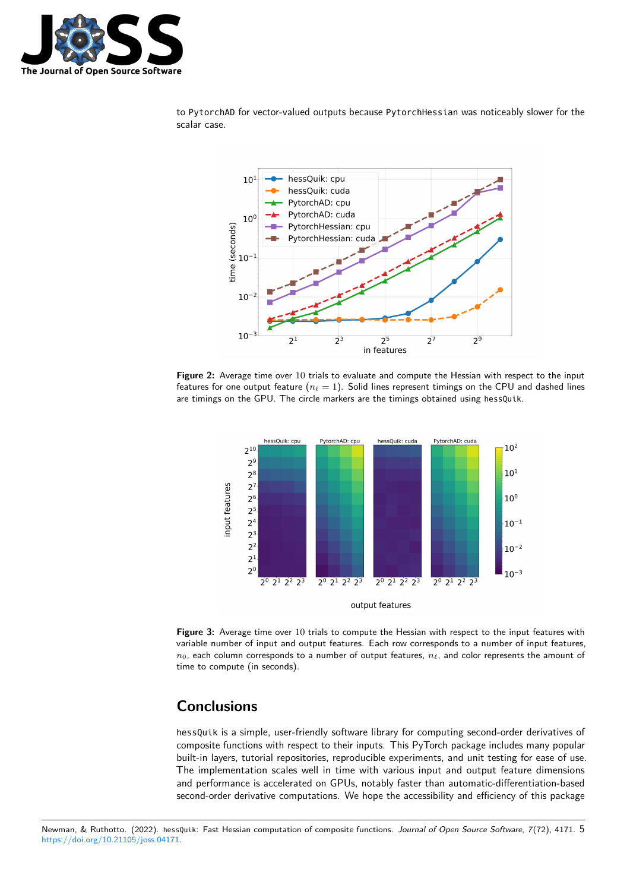to PytorchAD for vector-valued outputs because PytorchHessian was noticeably slower for the scalar case.

**Figure 2:** Average time over 10 trials to evaluate and compute the Hessian with respect to the input features for one output feature ($n_\ell = 1$). Solid lines represent timings on the CPU and dashed lines are timings on the GPU. The circle markers are the timings obtained using hessQuik.

**Figure 3:** Average time over 10 trials to compute the Hessian with respect to the input features with variable number of input and output features. Each row corresponds to a number of input features, $n_0$, each column corresponds to a number of output features, $n_\ell$, and color represents the amount of time to compute (in seconds).

## Conclusions

hessQuik is a simple, user-friendly software library for computing second-order derivatives of composite functions with respect to their inputs. This PyTorch package includes many popular built-in layers, tutorial repositories, reproducible experiments, and unit testing for ease of use. The implementation scales well in time with various input and output feature dimensions and performance is accelerated on GPUs, notably faster than automatic-differentiation-based second-order derivative computations. We hope the accessibility and efficiency of this package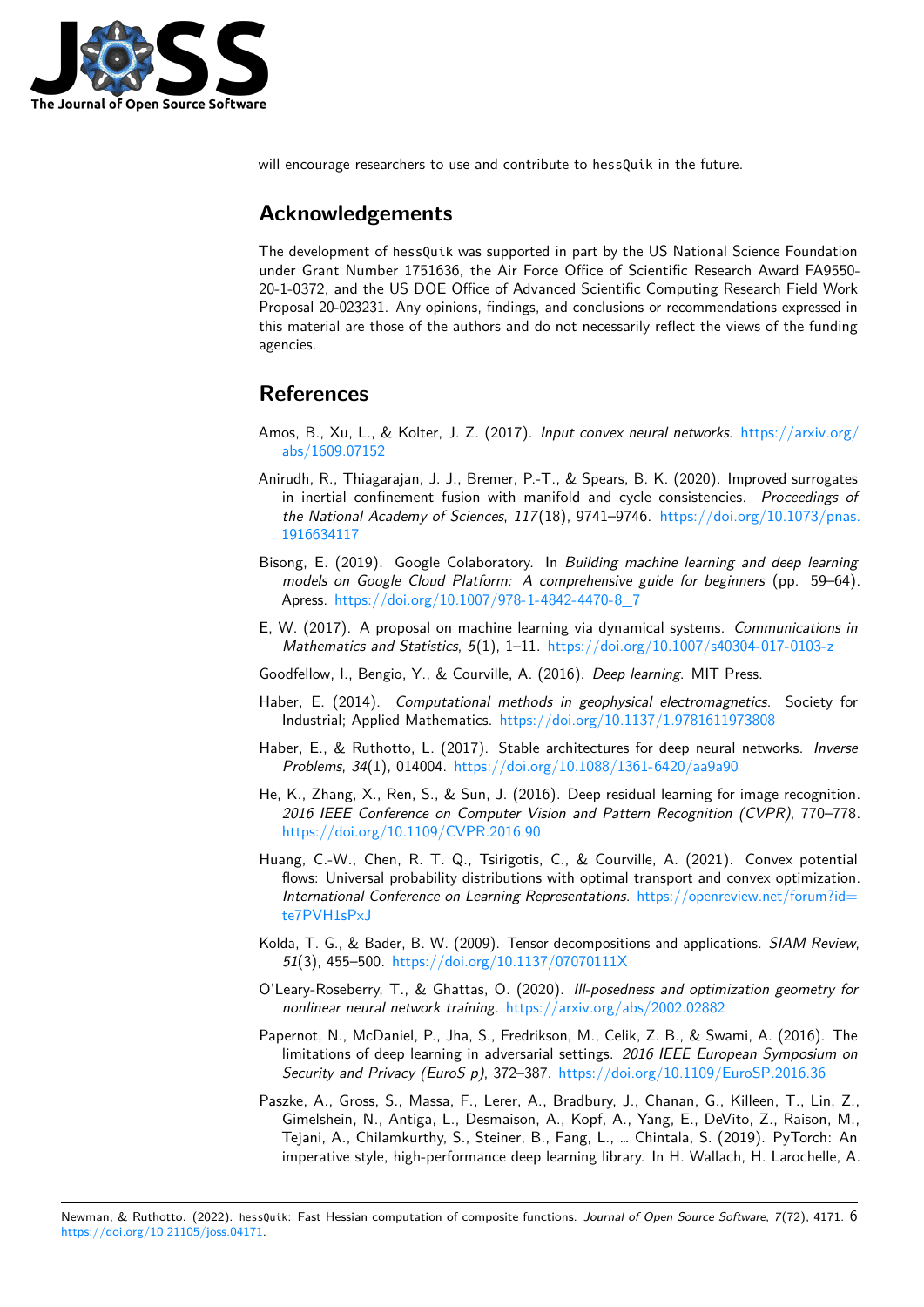will encourage researchers to use and contribute to `hessQuik` in the future.

# Acknowledgements

The development of `hessQuik` was supported in part by the US National Science Foundation under Grant Number 1751636, the Air Force Office of Scientific Research Award FA9550-20-1-0372, and the US DOE Office of Advanced Scientific Computing Research Field Work Proposal 20-023231. Any opinions, findings, and conclusions or recommendations expressed in this material are those of the authors and do not necessarily reflect the views of the funding agencies.

# References

Amos, B., Xu, L., & Kolter, J. Z. (2017). *Input convex neural networks*. https://arxiv.org/abs/1609.07152

Anirudh, R., Thiagarajan, J. J., Bremer, P.-T., & Spears, B. K. (2020). Improved surrogates in inertial confinement fusion with manifold and cycle consistencies. *Proceedings of the National Academy of Sciences*, *117*(18), 9741–9746. https://doi.org/10.1073/pnas.1916634117

Bisong, E. (2019). Google Colaboratory. In *Building machine learning and deep learning models on Google Cloud Platform: A comprehensive guide for beginners* (pp. 59–64). Apress. https://doi.org/10.1007/978-1-4842-4470-8_7

E, W. (2017). A proposal on machine learning via dynamical systems. *Communications in Mathematics and Statistics*, *5*(1), 1–11. https://doi.org/10.1007/s40304-017-0103-z

Goodfellow, I., Bengio, Y., & Courville, A. (2016). *Deep learning*. MIT Press.

Haber, E. (2014). *Computational methods in geophysical electromagnetics*. Society for Industrial; Applied Mathematics. https://doi.org/10.1137/1.9781611973808

Haber, E., & Ruthotto, L. (2017). Stable architectures for deep neural networks. *Inverse Problems*, *34*(1), 014004. https://doi.org/10.1088/1361-6420/aa9a90

He, K., Zhang, X., Ren, S., & Sun, J. (2016). Deep residual learning for image recognition. *2016 IEEE Conference on Computer Vision and Pattern Recognition (CVPR)*, 770–778. https://doi.org/10.1109/CVPR.2016.90

Huang, C.-W., Chen, R. T. Q., Tsirigotis, C., & Courville, A. (2021). Convex potential flows: Universal probability distributions with optimal transport and convex optimization. *International Conference on Learning Representations*. https://openreview.net/forum?id=te7PVH1sPxJ

Kolda, T. G., & Bader, B. W. (2009). Tensor decompositions and applications. *SIAM Review*, *51*(3), 455–500. https://doi.org/10.1137/07070111X

O'Leary-Roseberry, T., & Ghattas, O. (2020). *Ill-posedness and optimization geometry for nonlinear neural network training*. https://arxiv.org/abs/2002.02882

Papernot, N., McDaniel, P., Jha, S., Fredrikson, M., Celik, Z. B., & Swami, A. (2016). The limitations of deep learning in adversarial settings. *2016 IEEE European Symposium on Security and Privacy (EuroS p)*, 372–387. https://doi.org/10.1109/EuroSP.2016.36

Paszke, A., Gross, S., Massa, F., Lerer, A., Bradbury, J., Chanan, G., Killeen, T., Lin, Z., Gimelshein, N., Antiga, L., Desmaison, A., Kopf, A., Yang, E., DeVito, Z., Raison, M., Tejani, A., Chilamkurthy, S., Steiner, B., Fang, L., … Chintala, S. (2019). PyTorch: An imperative style, high-performance deep learning library. In H. Wallach, H. Larochelle, A.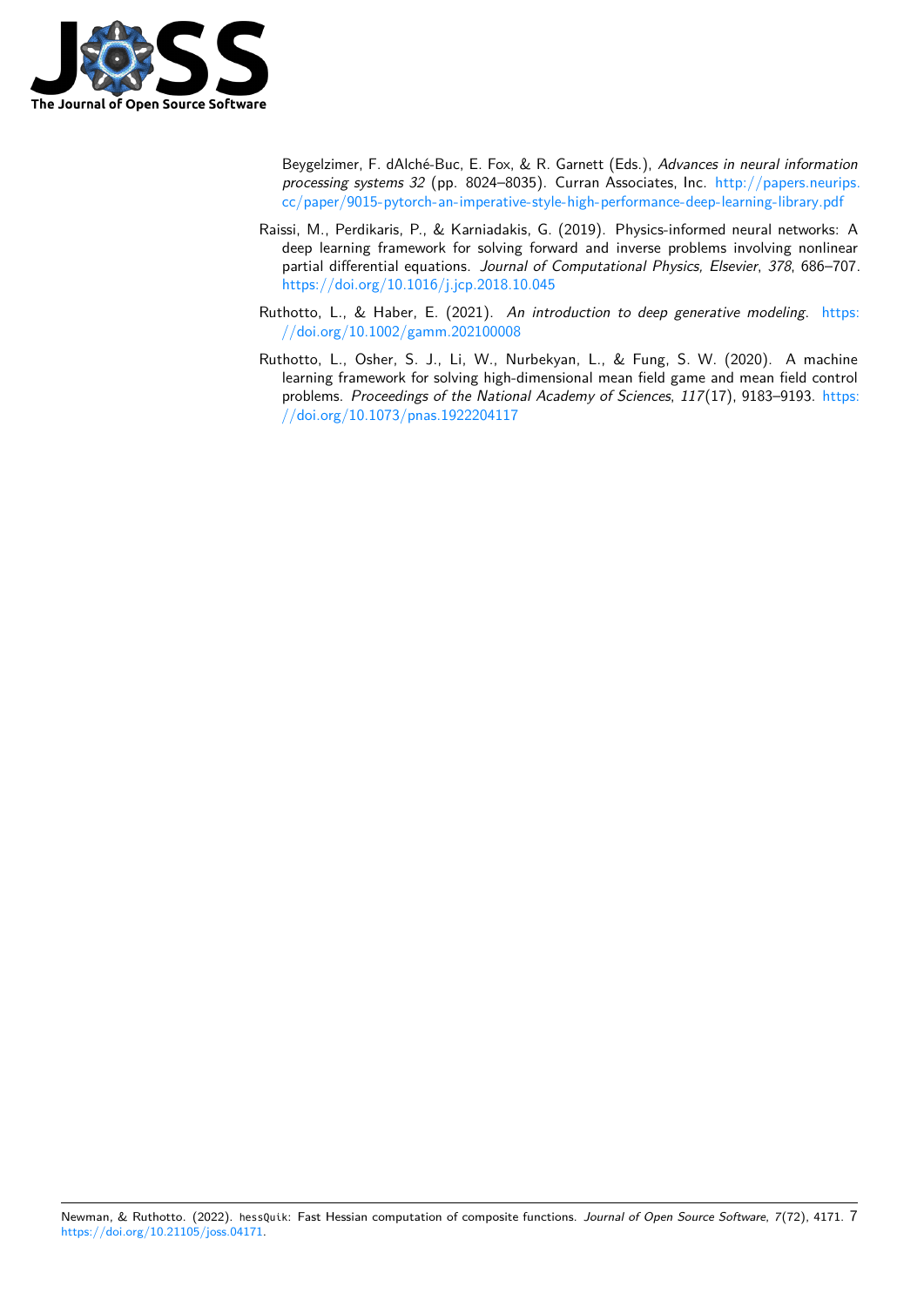Beygelzimer, F. dAlché-Buc, E. Fox, & R. Garnett (Eds.), *Advances in neural information processing systems 32* (pp. 8024–8035). Curran Associates, Inc. http://papers.neurips.cc/paper/9015-pytorch-an-imperative-style-high-performance-deep-learning-library.pdf

Raissi, M., Perdikaris, P., & Karniadakis, G. (2019). Physics-informed neural networks: A deep learning framework for solving forward and inverse problems involving nonlinear partial differential equations. *Journal of Computational Physics, Elsevier*, *378*, 686–707. https://doi.org/10.1016/j.jcp.2018.10.045

Ruthotto, L., & Haber, E. (2021). *An introduction to deep generative modeling*. https://doi.org/10.1002/gamm.202100008

Ruthotto, L., Osher, S. J., Li, W., Nurbekyan, L., & Fung, S. W. (2020). A machine learning framework for solving high-dimensional mean field game and mean field control problems. *Proceedings of the National Academy of Sciences*, *117*(17), 9183–9193. https://doi.org/10.1073/pnas.1922204117